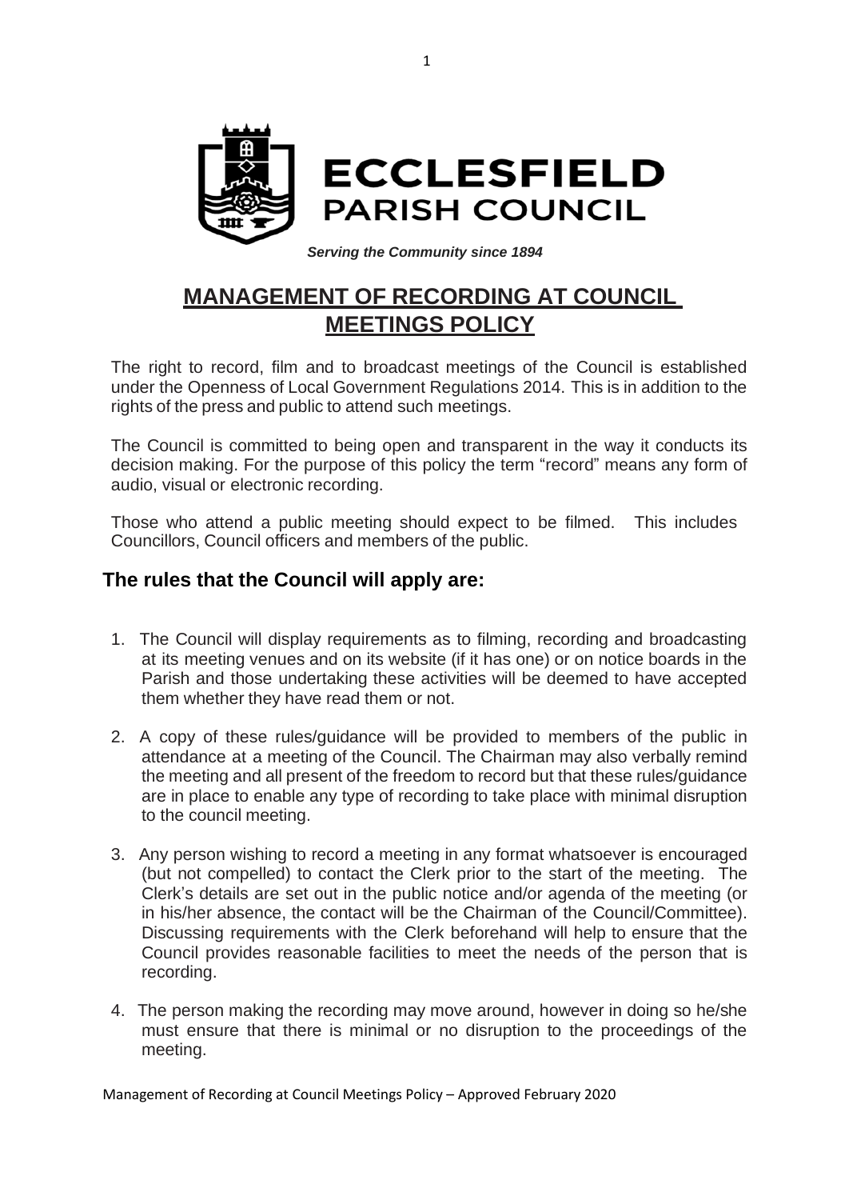# ECCLESFIELD PARISH COUNCIL

***Serving the Community since 1894***

## MANAGEMENT OF RECORDING AT COUNCIL MEETINGS POLICY

The right to record, film and to broadcast meetings of the Council is established under the Openness of Local Government Regulations 2014. This is in addition to the rights of the press and public to attend such meetings.

The Council is committed to being open and transparent in the way it conducts its decision making. For the purpose of this policy the term "record" means any form of audio, visual or electronic recording.

Those who attend a public meeting should expect to be filmed. This includes Councillors, Council officers and members of the public.

### The rules that the Council will apply are:

1. The Council will display requirements as to filming, recording and broadcasting at its meeting venues and on its website (if it has one) or on notice boards in the Parish and those undertaking these activities will be deemed to have accepted them whether they have read them or not.
2. A copy of these rules/guidance will be provided to members of the public in attendance at a meeting of the Council. The Chairman may also verbally remind the meeting and all present of the freedom to record but that these rules/guidance are in place to enable any type of recording to take place with minimal disruption to the council meeting.
3. Any person wishing to record a meeting in any format whatsoever is encouraged (but not compelled) to contact the Clerk prior to the start of the meeting. The Clerk's details are set out in the public notice and/or agenda of the meeting (or in his/her absence, the contact will be the Chairman of the Council/Committee). Discussing requirements with the Clerk beforehand will help to ensure that the Council provides reasonable facilities to meet the needs of the person that is recording.
4. The person making the recording may move around, however in doing so he/she must ensure that there is minimal or no disruption to the proceedings of the meeting.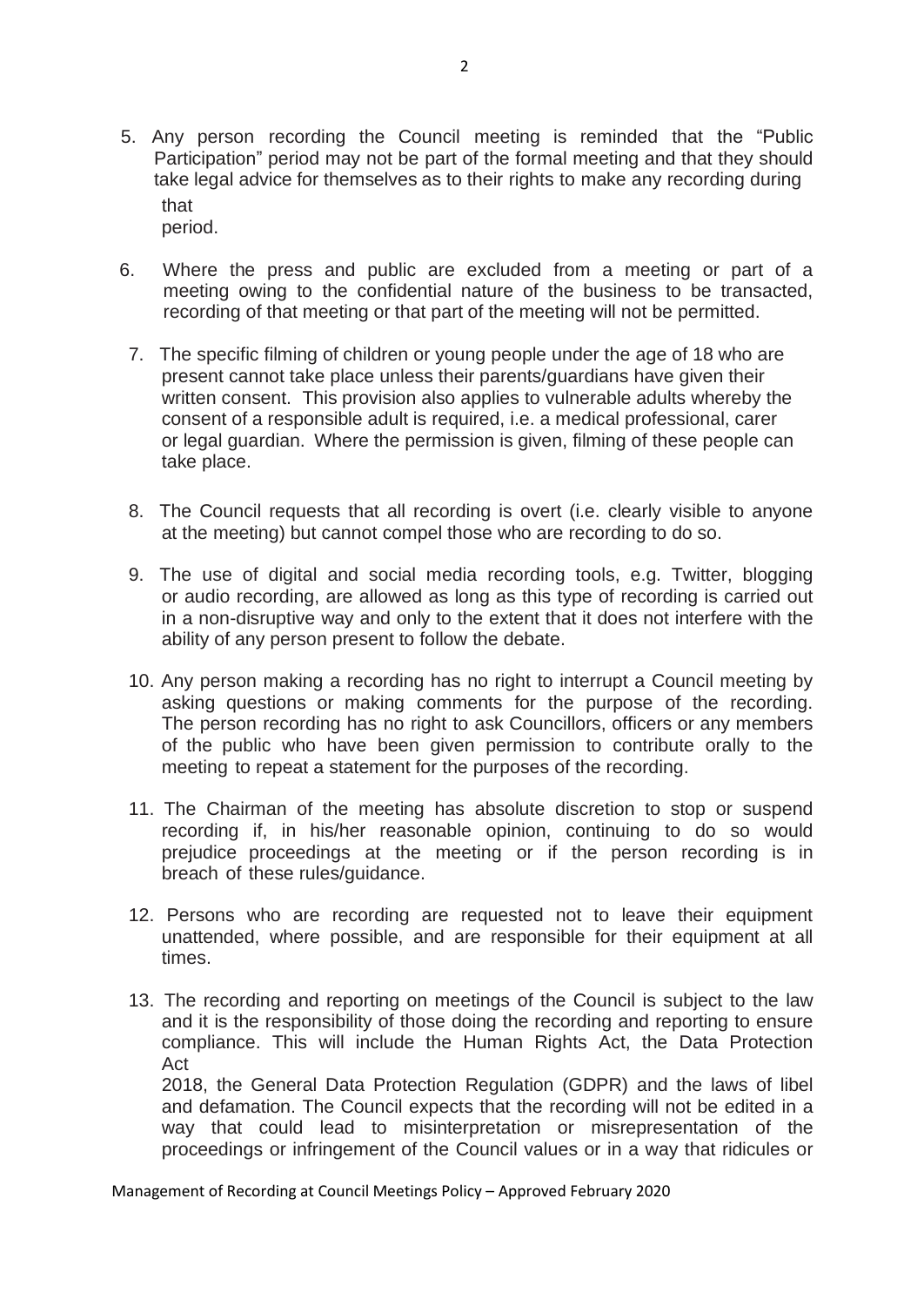5. Any person recording the Council meeting is reminded that the "Public Participation" period may not be part of the formal meeting and that they should take legal advice for themselves as to their rights to make any recording during that period.

6. Where the press and public are excluded from a meeting or part of a meeting owing to the confidential nature of the business to be transacted, recording of that meeting or that part of the meeting will not be permitted.

7. The specific filming of children or young people under the age of 18 who are present cannot take place unless their parents/guardians have given their written consent. This provision also applies to vulnerable adults whereby the consent of a responsible adult is required, i.e. a medical professional, carer or legal guardian. Where the permission is given, filming of these people can take place.

8. The Council requests that all recording is overt (i.e. clearly visible to anyone at the meeting) but cannot compel those who are recording to do so.

9. The use of digital and social media recording tools, e.g. Twitter, blogging or audio recording, are allowed as long as this type of recording is carried out in a non-disruptive way and only to the extent that it does not interfere with the ability of any person present to follow the debate.

10. Any person making a recording has no right to interrupt a Council meeting by asking questions or making comments for the purpose of the recording. The person recording has no right to ask Councillors, officers or any members of the public who have been given permission to contribute orally to the meeting to repeat a statement for the purposes of the recording.

11. The Chairman of the meeting has absolute discretion to stop or suspend recording if, in his/her reasonable opinion, continuing to do so would prejudice proceedings at the meeting or if the person recording is in breach of these rules/guidance.

12. Persons who are recording are requested not to leave their equipment unattended, where possible, and are responsible for their equipment at all times.

13. The recording and reporting on meetings of the Council is subject to the law and it is the responsibility of those doing the recording and reporting to ensure compliance. This will include the Human Rights Act, the Data Protection Act 2018, the General Data Protection Regulation (GDPR) and the laws of libel and defamation. The Council expects that the recording will not be edited in a way that could lead to misinterpretation or misrepresentation of the proceedings or infringement of the Council values or in a way that ridicules or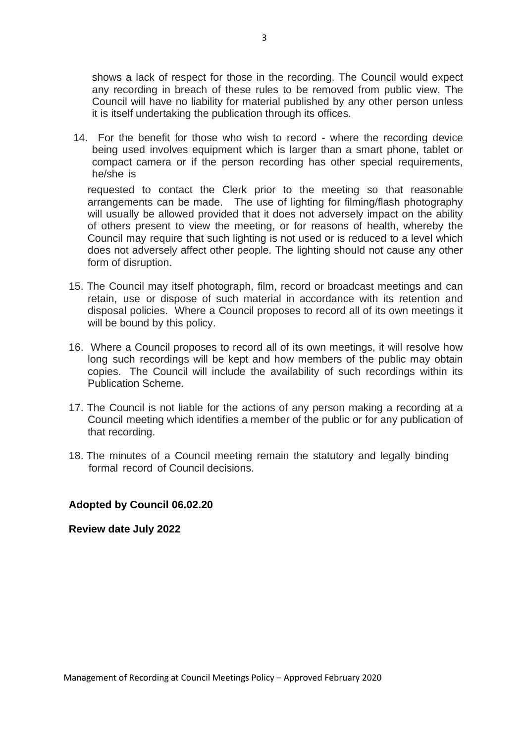shows a lack of respect for those in the recording. The Council would expect any recording in breach of these rules to be removed from public view. The Council will have no liability for material published by any other person unless it is itself undertaking the publication through its offices.

14. For the benefit for those who wish to record - where the recording device being used involves equipment which is larger than a smart phone, tablet or compact camera or if the person recording has other special requirements, he/she is

    requested to contact the Clerk prior to the meeting so that reasonable arrangements can be made. The use of lighting for filming/flash photography will usually be allowed provided that it does not adversely impact on the ability of others present to view the meeting, or for reasons of health, whereby the Council may require that such lighting is not used or is reduced to a level which does not adversely affect other people. The lighting should not cause any other form of disruption.

15. The Council may itself photograph, film, record or broadcast meetings and can retain, use or dispose of such material in accordance with its retention and disposal policies. Where a Council proposes to record all of its own meetings it will be bound by this policy.

16. Where a Council proposes to record all of its own meetings, it will resolve how long such recordings will be kept and how members of the public may obtain copies. The Council will include the availability of such recordings within its Publication Scheme.

17. The Council is not liable for the actions of any person making a recording at a Council meeting which identifies a member of the public or for any publication of that recording.

18. The minutes of a Council meeting remain the statutory and legally binding formal record of Council decisions.

**Adopted by Council 06.02.20**

**Review date July 2022**